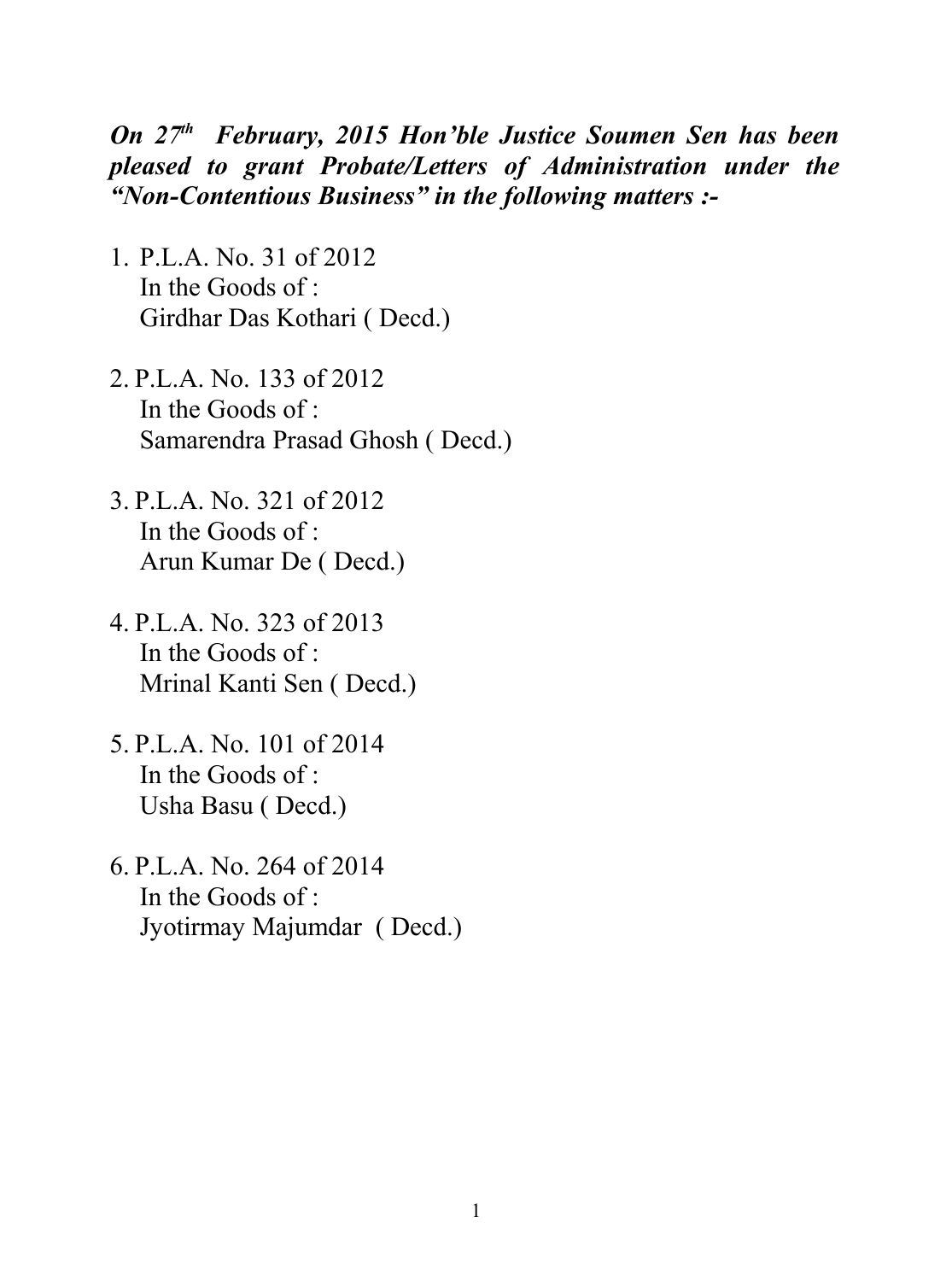***On 27th February, 2015 Hon'ble Justice Soumen Sen has been pleased to grant Probate/Letters of Administration under the "Non-Contentious Business" in the following matters :-***

1. P.L.A. No. 31 of 2012
   In the Goods of :
   Girdhar Das Kothari ( Decd.)

2. P.L.A. No. 133 of 2012
   In the Goods of :
   Samarendra Prasad Ghosh ( Decd.)

3. P.L.A. No. 321 of 2012
   In the Goods of :
   Arun Kumar De ( Decd.)

4. P.L.A. No. 323 of 2013
   In the Goods of :
   Mrinal Kanti Sen ( Decd.)

5. P.L.A. No. 101 of 2014
   In the Goods of :
   Usha Basu ( Decd.)

6. P.L.A. No. 264 of 2014
   In the Goods of :
   Jyotirmay Majumdar ( Decd.)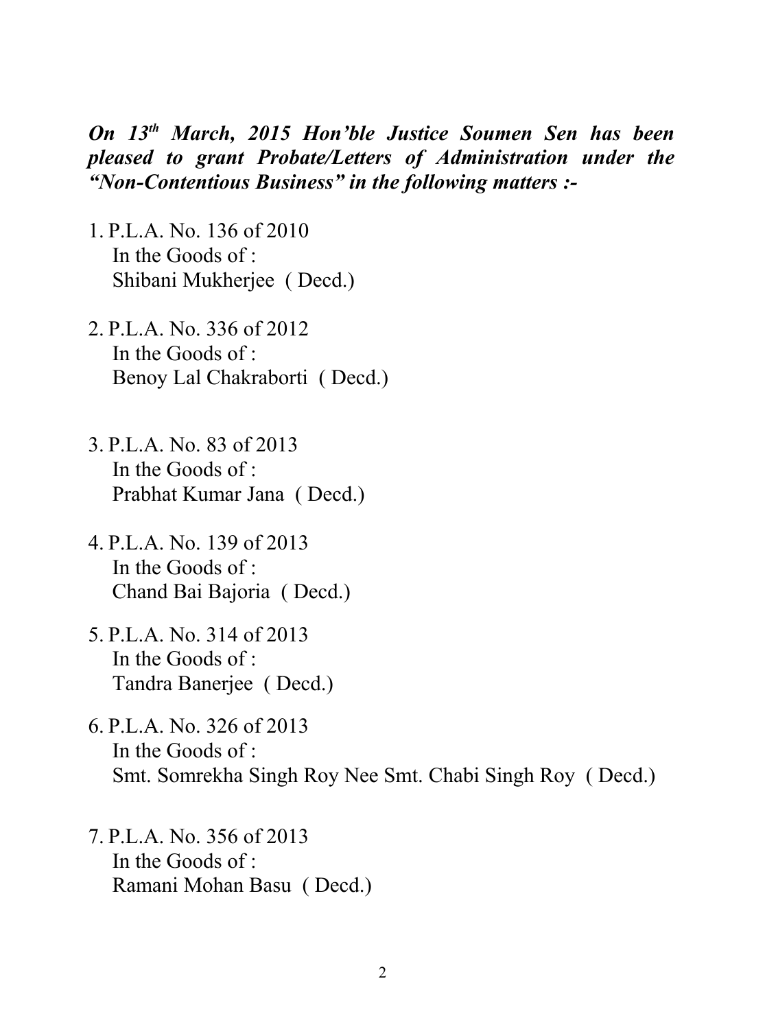***On 13th March, 2015 Hon'ble Justice Soumen Sen has been pleased to grant Probate/Letters of Administration under the "Non-Contentious Business" in the following matters :-***

1. P.L.A. No. 136 of 2010
   In the Goods of :
   Shibani Mukherjee ( Decd.)

2. P.L.A. No. 336 of 2012
   In the Goods of :
   Benoy Lal Chakraborti ( Decd.)

3. P.L.A. No. 83 of 2013
   In the Goods of :
   Prabhat Kumar Jana ( Decd.)

4. P.L.A. No. 139 of 2013
   In the Goods of :
   Chand Bai Bajoria ( Decd.)

5. P.L.A. No. 314 of 2013
   In the Goods of :
   Tandra Banerjee ( Decd.)

6. P.L.A. No. 326 of 2013
   In the Goods of :
   Smt. Somrekha Singh Roy Nee Smt. Chabi Singh Roy ( Decd.)

7. P.L.A. No. 356 of 2013
   In the Goods of :
   Ramani Mohan Basu ( Decd.)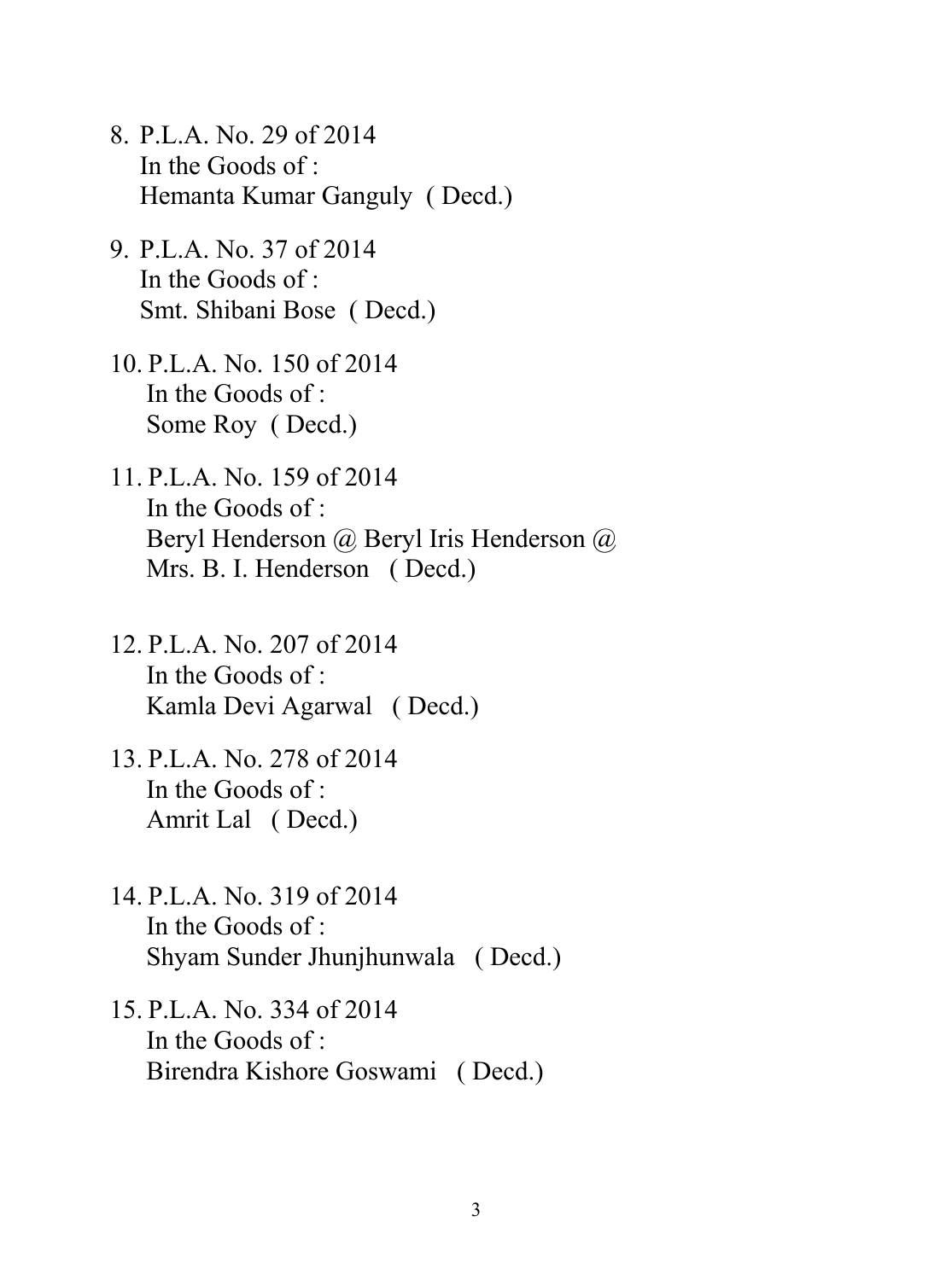8. P.L.A. No. 29 of 2014
   In the Goods of :
   Hemanta Kumar Ganguly ( Decd.)

9. P.L.A. No. 37 of 2014
   In the Goods of :
   Smt. Shibani Bose ( Decd.)

10. P.L.A. No. 150 of 2014
    In the Goods of :
    Some Roy ( Decd.)

11. P.L.A. No. 159 of 2014
    In the Goods of :
    Beryl Henderson @ Beryl Iris Henderson @
    Mrs. B. I. Henderson ( Decd.)

12. P.L.A. No. 207 of 2014
    In the Goods of :
    Kamla Devi Agarwal ( Decd.)

13. P.L.A. No. 278 of 2014
    In the Goods of :
    Amrit Lal ( Decd.)

14. P.L.A. No. 319 of 2014
    In the Goods of :
    Shyam Sunder Jhunjhunwala ( Decd.)

15. P.L.A. No. 334 of 2014
    In the Goods of :
    Birendra Kishore Goswami ( Decd.)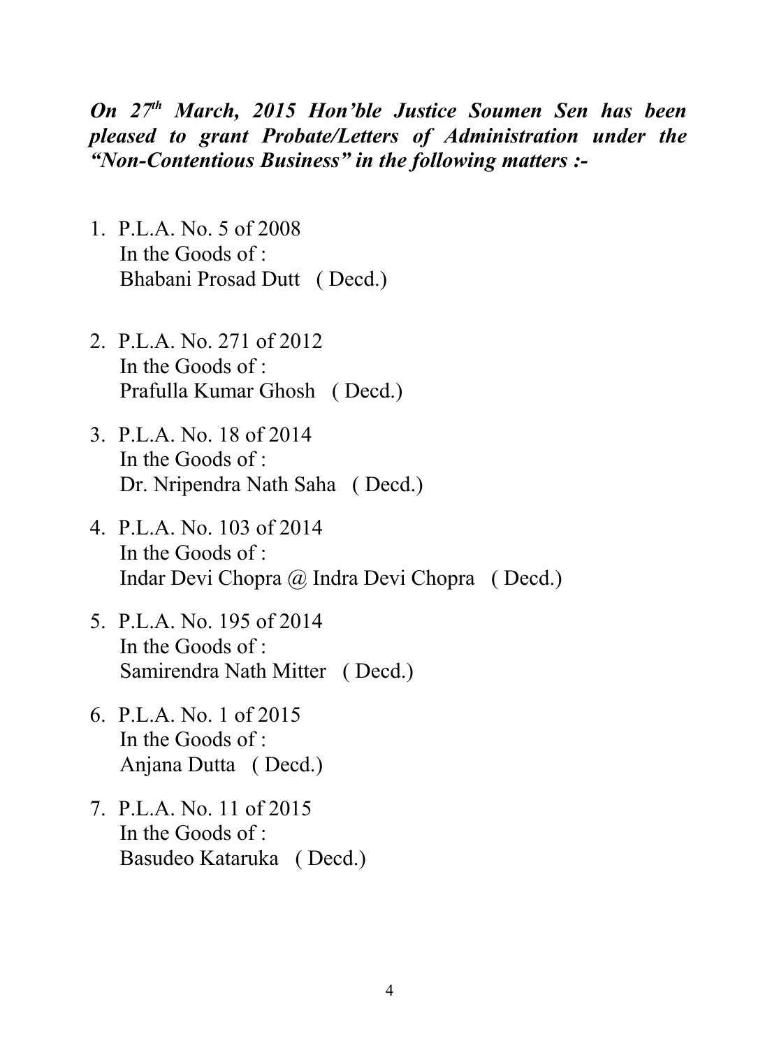***On 27th March, 2015 Hon'ble Justice Soumen Sen has been pleased to grant Probate/Letters of Administration under the "Non-Contentious Business" in the following matters :-***

1. P.L.A. No. 5 of 2008
   In the Goods of :
   Bhabani Prosad Dutt ( Decd.)

2. P.L.A. No. 271 of 2012
   In the Goods of :
   Prafulla Kumar Ghosh ( Decd.)

3. P.L.A. No. 18 of 2014
   In the Goods of :
   Dr. Nripendra Nath Saha ( Decd.)

4. P.L.A. No. 103 of 2014
   In the Goods of :
   Indar Devi Chopra @ Indra Devi Chopra ( Decd.)

5. P.L.A. No. 195 of 2014
   In the Goods of :
   Samirendra Nath Mitter ( Decd.)

6. P.L.A. No. 1 of 2015
   In the Goods of :
   Anjana Dutta ( Decd.)

7. P.L.A. No. 11 of 2015
   In the Goods of :
   Basudeo Kataruka ( Decd.)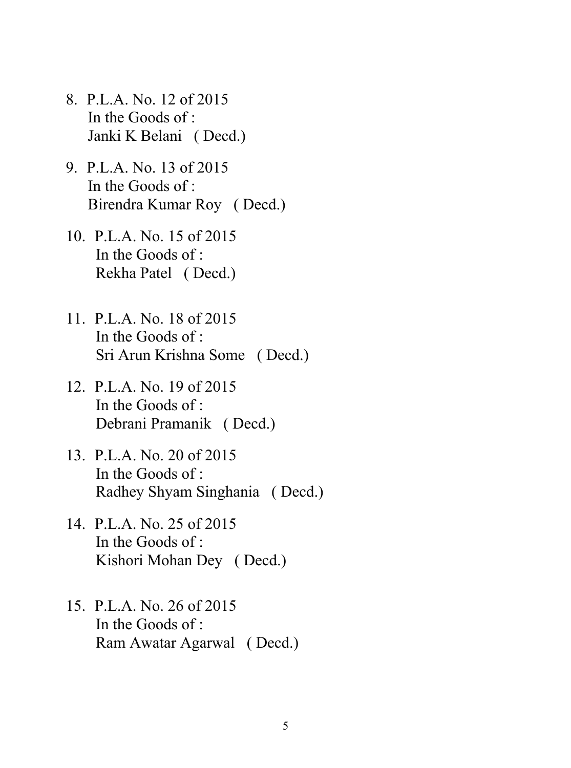8. P.L.A. No. 12 of 2015
   In the Goods of :
   Janki K Belani ( Decd.)

9. P.L.A. No. 13 of 2015
   In the Goods of :
   Birendra Kumar Roy ( Decd.)

10. P.L.A. No. 15 of 2015
    In the Goods of :
    Rekha Patel ( Decd.)

11. P.L.A. No. 18 of 2015
    In the Goods of :
    Sri Arun Krishna Some ( Decd.)

12. P.L.A. No. 19 of 2015
    In the Goods of :
    Debrani Pramanik ( Decd.)

13. P.L.A. No. 20 of 2015
    In the Goods of :
    Radhey Shyam Singhania ( Decd.)

14. P.L.A. No. 25 of 2015
    In the Goods of :
    Kishori Mohan Dey ( Decd.)

15. P.L.A. No. 26 of 2015
    In the Goods of :
    Ram Awatar Agarwal ( Decd.)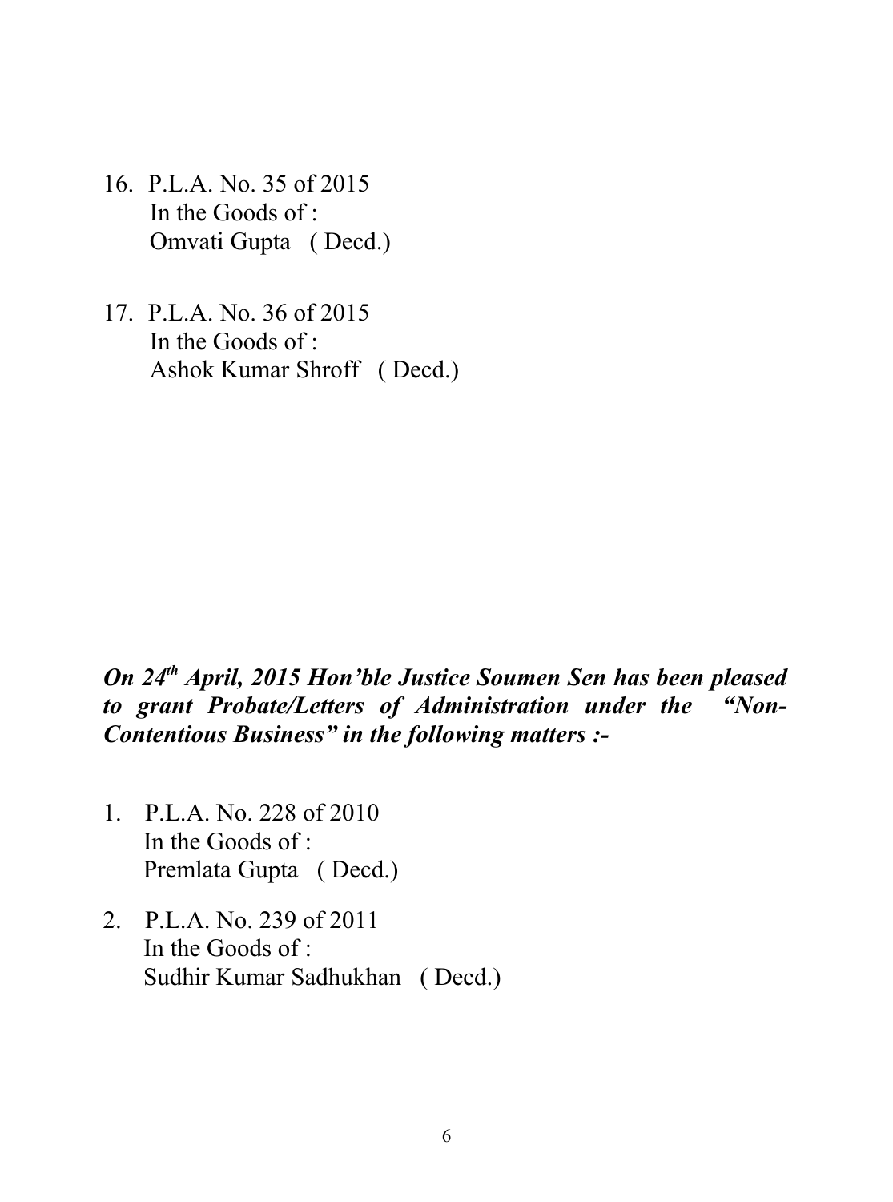16. P.L.A. No. 35 of 2015
    In the Goods of :
    Omvati Gupta ( Decd.)

17. P.L.A. No. 36 of 2015
    In the Goods of :
    Ashok Kumar Shroff ( Decd.)

***On 24th April, 2015 Hon'ble Justice Soumen Sen has been pleased to grant Probate/Letters of Administration under the "Non-Contentious Business" in the following matters :-***

1. P.L.A. No. 228 of 2010
   In the Goods of :
   Premlata Gupta ( Decd.)

2. P.L.A. No. 239 of 2011
   In the Goods of :
   Sudhir Kumar Sadhukhan ( Decd.)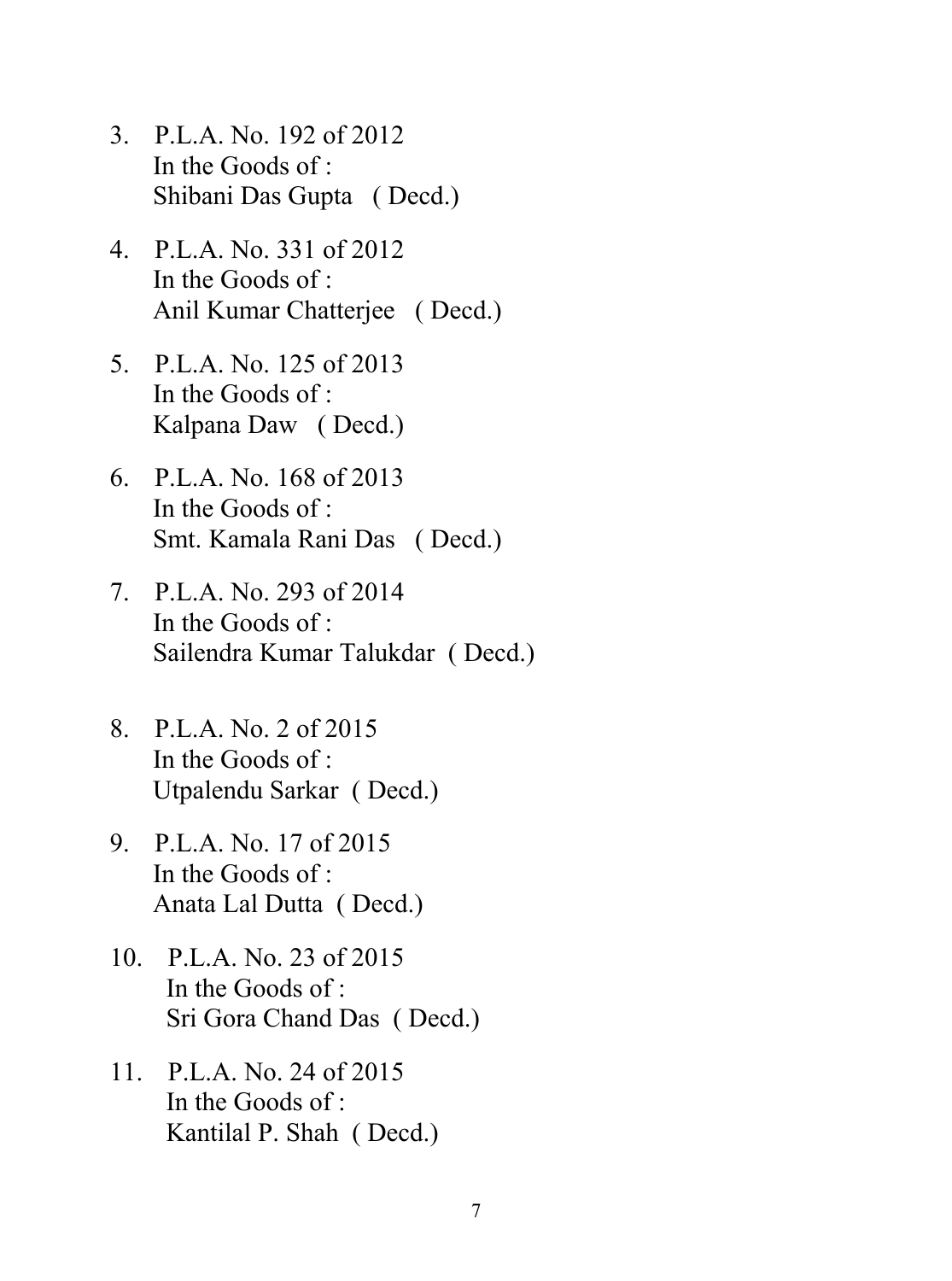3. P.L.A. No. 192 of 2012
   In the Goods of :
   Shibani Das Gupta ( Decd.)

4. P.L.A. No. 331 of 2012
   In the Goods of :
   Anil Kumar Chatterjee ( Decd.)

5. P.L.A. No. 125 of 2013
   In the Goods of :
   Kalpana Daw ( Decd.)

6. P.L.A. No. 168 of 2013
   In the Goods of :
   Smt. Kamala Rani Das ( Decd.)

7. P.L.A. No. 293 of 2014
   In the Goods of :
   Sailendra Kumar Talukdar ( Decd.)

8. P.L.A. No. 2 of 2015
   In the Goods of :
   Utpalendu Sarkar ( Decd.)

9. P.L.A. No. 17 of 2015
   In the Goods of :
   Anata Lal Dutta ( Decd.)

10. P.L.A. No. 23 of 2015
    In the Goods of :
    Sri Gora Chand Das ( Decd.)

11. P.L.A. No. 24 of 2015
    In the Goods of :
    Kantilal P. Shah ( Decd.)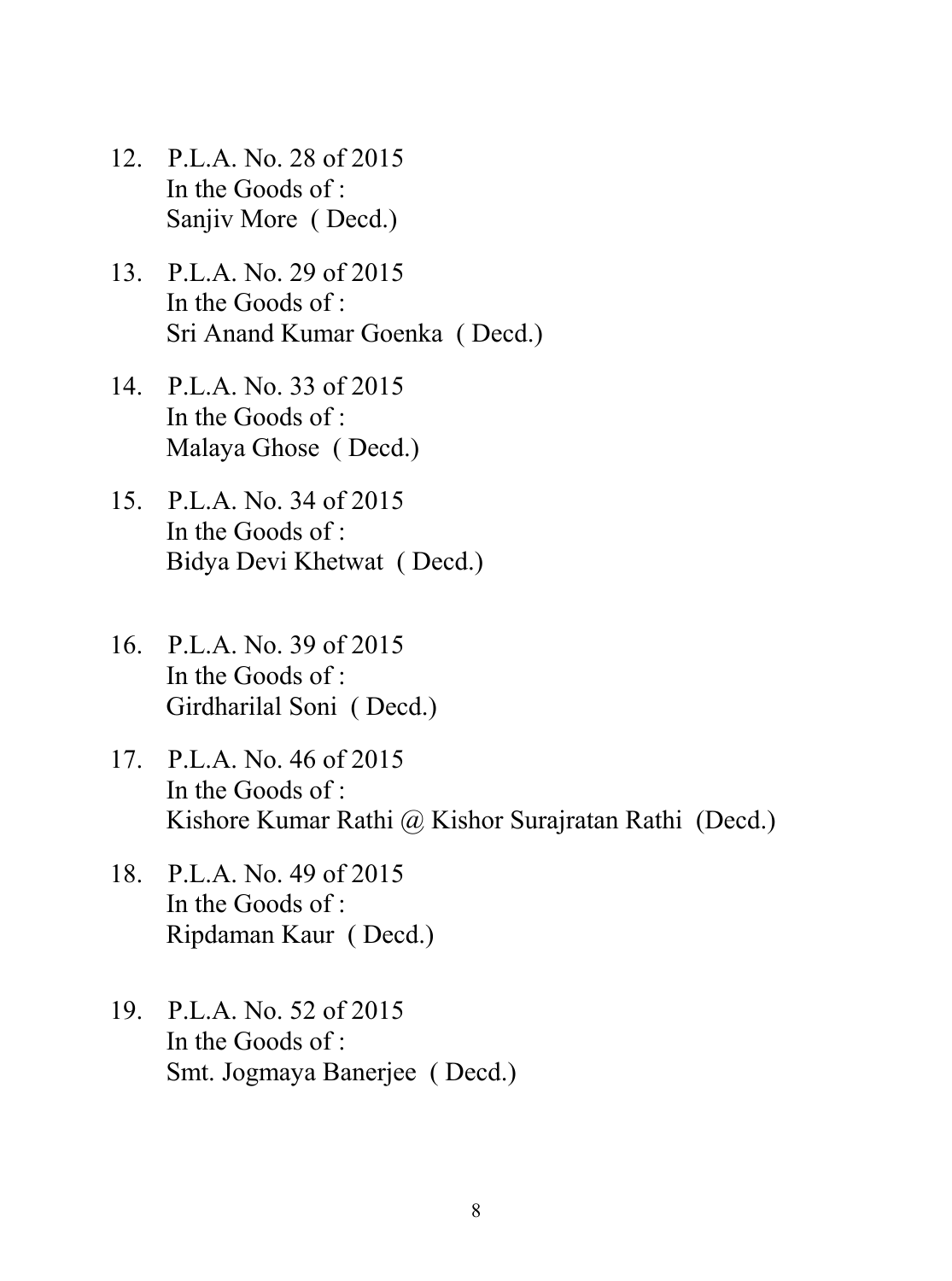12. P.L.A. No. 28 of 2015
    In the Goods of :
    Sanjiv More ( Decd.)

13. P.L.A. No. 29 of 2015
    In the Goods of :
    Sri Anand Kumar Goenka ( Decd.)

14. P.L.A. No. 33 of 2015
    In the Goods of :
    Malaya Ghose ( Decd.)

15. P.L.A. No. 34 of 2015
    In the Goods of :
    Bidya Devi Khetwat ( Decd.)

16. P.L.A. No. 39 of 2015
    In the Goods of :
    Girdharilal Soni ( Decd.)

17. P.L.A. No. 46 of 2015
    In the Goods of :
    Kishore Kumar Rathi @ Kishor Surajratan Rathi (Decd.)

18. P.L.A. No. 49 of 2015
    In the Goods of :
    Ripdaman Kaur ( Decd.)

19. P.L.A. No. 52 of 2015
    In the Goods of :
    Smt. Jogmaya Banerjee ( Decd.)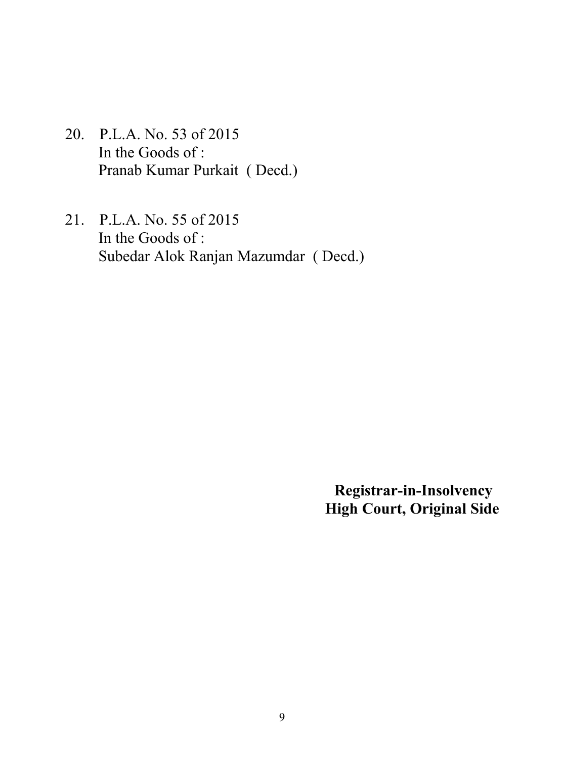20. P.L.A. No. 53 of 2015
    In the Goods of :
    Pranab Kumar Purkait ( Decd.)

21. P.L.A. No. 55 of 2015
    In the Goods of :
    Subedar Alok Ranjan Mazumdar ( Decd.)

**Registrar-in-Insolvency**
**High Court, Original Side**